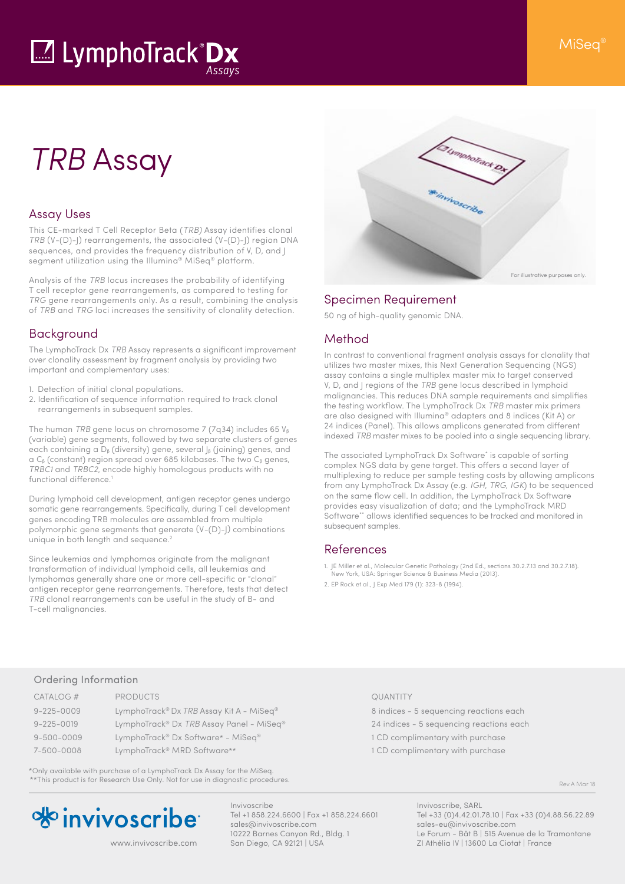# LymphoTrack® Dx Assays

MiSeq®

# *TRB* Assay

## Assay Uses

This CE-marked T Cell Receptor Beta (*TRB*) Assay identifies clonal *TRB* (V-(D)-J) rearrangements, the associated (V-(D)-J) region DNA sequences, and provides the frequency distribution of V, D, and J segment utilization using the Illumina® MiSeq® platform.

Analysis of the *TRB* locus increases the probability of identifying T cell receptor gene rearrangements, as compared to testing for *TRG* gene rearrangements only. As a result, combining the analysis of *TRB* and *TRG* loci increases the sensitivity of clonality detection.

## Background

The LymphoTrack Dx *TRB* Assay represents a significant improvement over clonality assessment by fragment analysis by providing two important and complementary uses:

1. Detection of initial clonal populations.
2. Identification of sequence information required to track clonal rearrangements in subsequent samples.

The human *TRB* gene locus on chromosome 7 (7q34) includes 65 $V_\beta$ (variable) gene segments, followed by two separate clusters of genes each containing a $D_\beta$ (diversity) gene, several $J_\beta$ (joining) genes, and a $C_\beta$ (constant) region spread over 685 kilobases. The two $C_\beta$ genes, *TRBC1* and *TRBC2*, encode highly homologous products with no functional difference.[1]

During lymphoid cell development, antigen receptor genes undergo somatic gene rearrangements. Specifically, during T cell development genes encoding TRB molecules are assembled from multiple polymorphic gene segments that generate (V-(D)-J) combinations unique in both length and sequence.[2]

Since leukemias and lymphomas originate from the malignant transformation of individual lymphoid cells, all leukemias and lymphomas generally share one or more cell-specific or "clonal" antigen receptor gene rearrangements. Therefore, tests that detect *TRB* clonal rearrangements can be useful in the study of B- and T-cell malignancies.

For illustrative purposes only.

## Specimen Requirement

50 ng of high-quality genomic DNA.

## Method

In contrast to conventional fragment analysis assays for clonality that utilizes two master mixes, this Next Generation Sequencing (NGS) assay contains a single multiplex master mix to target conserved V, D, and J regions of the *TRB* gene locus described in lymphoid malignancies. This reduces DNA sample requirements and simplifies the testing workflow. The LymphoTrack Dx *TRB* master mix primers are also designed with Illumina® adapters and 8 indices (Kit A) or 24 indices (Panel). This allows amplicons generated from different indexed *TRB* master mixes to be pooled into a single sequencing library.

The associated LymphoTrack Dx Software* is capable of sorting complex NGS data by gene target. This offers a second layer of multiplexing to reduce per sample testing costs by allowing amplicons from any LymphoTrack Dx Assay (e.g. *IGH*, *TRG*, *IGK*) to be sequenced on the same flow cell. In addition, the LymphoTrack Dx Software provides easy visualization of data; and the LymphoTrack MRD Software** allows identified sequences to be tracked and monitored in subsequent samples.

## References

1. JE Miller et al., Molecular Genetic Pathology (2nd Ed., sections 30.2.7.13 and 30.2.7.18). New York, USA: Springer Science & Business Media (2013).
2. EP Rock et al., J Exp Med 179 (1): 323-8 (1994).

## Ordering Information

| CATALOG # | PRODUCTS | QUANTITY |
|---|---|---|
| 9-225-0009 | LymphoTrack® Dx *TRB* Assay Kit A - MiSeq® | 8 indices - 5 sequencing reactions each |
| 9-225-0019 | LymphoTrack® Dx *TRB* Assay Panel - MiSeq® | 24 indices - 5 sequencing reactions each |
| 9-500-0009 | LymphoTrack® Dx Software* - MiSeq® | 1 CD complimentary with purchase |
| 7-500-0008 | LymphoTrack® MRD Software** | 1 CD complimentary with purchase |

*Only available with purchase of a LymphoTrack Dx Assay for the MiSeq.
**This product is for Research Use Only. Not for use in diagnostic procedures.

Rev A Mar 18

invivoscribe
www.invivoscribe.com

Invivoscribe
Tel +1 858.224.6600 | Fax +1 858.224.6601
sales@invivoscribe.com
10222 Barnes Canyon Rd., Bldg. 1
San Diego, CA 92121 | USA

Invivoscribe, SARL
Tel +33 (0)4.42.01.78.10 | Fax +33 (0)4.88.56.22.89
sales-eu@invivoscribe.com
Le Forum - Bât B | 515 Avenue de la Tramontane
ZI Athélia IV | 13600 La Ciotat | France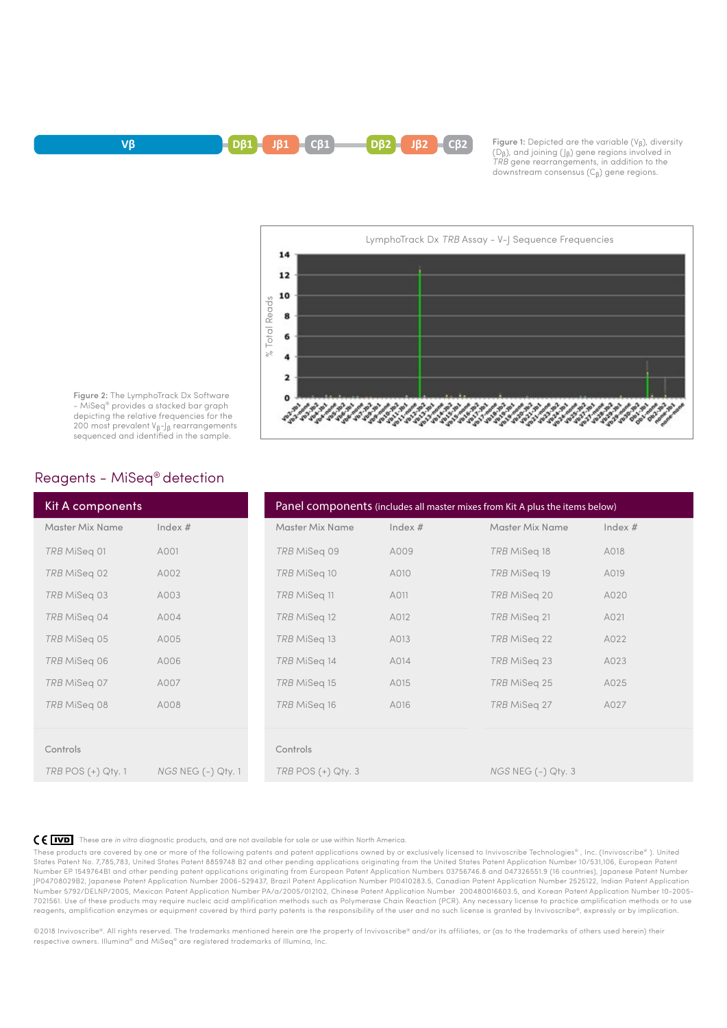Vβ Dβ1 Jβ1 Cβ1 Dβ2 Jβ2 Cβ2

**Figure 1:** Depicted are the variable ($V_\beta$), diversity ($D_\beta$), and joining ($J_\beta$) gene regions involved in *TRB* gene rearrangements, in addition to the downstream consensus ($C_\beta$) gene regions.

LymphoTrack Dx *TRB* Assay – V-J Sequence Frequencies

% Total Reads

14
12
10
8
6
4
2
0

Vb1-Jb1, Vb2-none, Vb3-Jb2, Vb4-Jb1, Vb4-none, Vb5-Jb2, Vb6-Jb1, Vb6-none, Vb7-Jb2, Vb9-Jb1, Vb9-none, Vb10-Jb2, Vb11-Jb1, Vb11-none, Vb12-Jb2, Vb13-Jb1, Vb13-none, Vb14-Jb2, Vb15-Jb1, Vb15-none, Vb16-Jb2, Vb17-Jb1, Vb17-none, Vb18-Jb2, Vb19-Jb1, Vb19-none, Vb20-Jb2, Vb21-Jb1, Vb21-none, Vb23-Jb2, Vb24-Jb1, Vb24-none, Vb25-Jb2, Vb27-Jb1, Vb27-none, Vb28-Jb2, Vb29-Jb1, Vb29-none, Vb30-Jb2, Db1-Jb1, Db1-none, Db2-Jb2, none-Jb1, none-none

**Figure 2:** The LymphoTrack Dx Software – MiSeq® provides a stacked bar graph depicting the relative frequencies for the 200 most prevalent $V_\beta$-$J_\beta$ rearrangements sequenced and identified in the sample.

## Reagents – MiSeq® detection

**Kit A components**

| Master Mix Name | Index # |
|---|---|
| *TRB* MiSeq 01 | A001 |
| *TRB* MiSeq 02 | A002 |
| *TRB* MiSeq 03 | A003 |
| *TRB* MiSeq 04 | A004 |
| *TRB* MiSeq 05 | A005 |
| *TRB* MiSeq 06 | A006 |
| *TRB* MiSeq 07 | A007 |
| *TRB* MiSeq 08 | A008 |
| **Controls** | |
| *TRB* POS (+) Qty. 1 | *NGS* NEG (-) Qty. 1 |

**Panel components** (includes all master mixes from Kit A plus the items below)

| Master Mix Name | Index # | Master Mix Name | Index # |
|---|---|---|---|
| *TRB* MiSeq 09 | A009 | *TRB* MiSeq 18 | A018 |
| *TRB* MiSeq 10 | A010 | *TRB* MiSeq 19 | A019 |
| *TRB* MiSeq 11 | A011 | *TRB* MiSeq 20 | A020 |
| *TRB* MiSeq 12 | A012 | *TRB* MiSeq 21 | A021 |
| *TRB* MiSeq 13 | A013 | *TRB* MiSeq 22 | A022 |
| *TRB* MiSeq 14 | A014 | *TRB* MiSeq 23 | A023 |
| *TRB* MiSeq 15 | A015 | *TRB* MiSeq 25 | A025 |
| *TRB* MiSeq 16 | A016 | *TRB* MiSeq 27 | A027 |
| **Controls** | | | |
| *TRB* POS (+) Qty. 3 | | *NGS* NEG (-) Qty. 3 | |

CE IVD These are *in vitro* diagnostic products, and are not available for sale or use within North America.

These products are covered by one or more of the following patents and patent applications owned by or exclusively licensed to Invivoscribe Technologies®, Inc. (Invivoscribe®). United States Patent No. 7,785,783, United States Patent 8859748 B2 and other pending applications originating from the United States Patent Application Number 10/531,106, European Patent Number EP 1549764B1 and other pending patent applications originating from European Patent Application Numbers 03756746.8 and 047326551.9 (16 countries), Japanese Patent Number JP04708029B2, Japanese Patent Application Number 2006-529437, Brazil Patent Application Number PI0410283.5, Canadian Patent Application Number 2525122, Indian Patent Application Number 5792/DELNP/2005, Mexican Patent Application Number PA/a/2005/012102, Chinese Patent Application Number 200480016603.5, and Korean Patent Application Number 10-2005-7021561. Use of these products may require nucleic acid amplification methods such as Polymerase Chain Reaction (PCR). Any necessary license to practice amplification methods or to use reagents, amplification enzymes or equipment covered by third party patents is the responsibility of the user and no such license is granted by Invivoscribe®, expressly or by implication.

©2018 Invivoscribe®. All rights reserved. The trademarks mentioned herein are the property of Invivoscribe® and/or its affiliates, or (as to the trademarks of others used herein) their respective owners. Illumina® and MiSeq® are registered trademarks of Illumina, Inc.